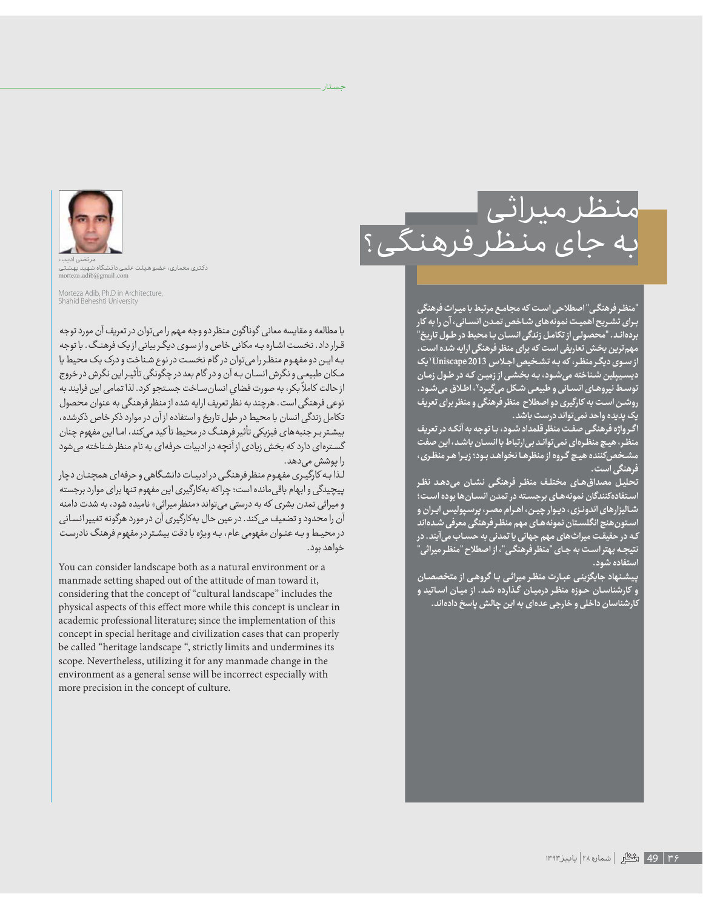# منظر میراثی به جای منظر فرهنگی؟

**"منظر فرهنگی" اصطلاحی است که مجامع مرتبط با میراث فرهنگی برای تشریح اهمیت نمونه‌های شاخص تمدن انسانی، آن را به کار برده‌اند. "محصولی از تکامل زندگی انسان با محیط در طول تاریخ" مهم‌ترین بخش تعاریفی است که برای منظر فرهنگی ارایه شده است. از سوی دیگر منظر، که به تشخیص اجلاس Uniscape 2013[1] یک دیسیپلین شناخته می‌شود، به بخشی از زمین که در طول زمان توسط نیروهای انسانی و طبیعی شکل می‌گیرد[2]، اطلاق می‌شود. روشن است به کارگیری دو اصطلاح منظر فرهنگی و منظر برای تعریف یک پدیده واحد نمی‌تواند درست باشد.**

**اگر واژه فرهنگی صفت منظر قلمداد شود، با توجه به آنکه در تعریف منظر، هیچ منظره‌ای نمی‌تواند بی‌ارتباط با انسان باشد، این صفت مشخص‌کننده هیچ گروه از منظرها نخواهد بود؛ زیرا هر منظری، فرهنگی است.**

**تحلیل مصداق‌های مختلف منظر فرهنگی نشان می‌دهد نظر استفاده‌کنندگان نمونه‌های برجسته در تمدن انسان‌ها بوده است؛ شالیزارهای اندونزی، دیوار چین، اهرام مصر، پرسپولیس ایران و استون‌هنج انگلستان نمونه‌های مهم منظر فرهنگی معرفی شده‌اند که در حقیقت میراث‌های مهم جهانی یا تمدنی به حساب می‌آیند. در نتیجه بهتر است به جای "منظر فرهنگی"، از اصطلاح "منظر میراثی" استفاده شود.**

**پیشنهاد جایگزینی عبارت منظر میراثی با گروهی از متخصصان و کارشناسان حوزه منظر درمیان گذارده شد. از میان اساتید و کارشناسان داخلی و خارجی عده‌ای به این چالش پاسخ داده‌اند.**

مرتضی ادیب،
دکتری معماری، عضو هیئت علمی دانشگاه شهید بهشتی
morteza.adib@gmail.com

Morteza Adib, Ph.D in Architecture,
Shahid Beheshti University

با مطالعه و مقایسه معانی گوناگون منظر دو وجه مهم را می‌توان در تعریف آن مورد توجه قرار داد. نخست اشاره به مکانی خاص و از سوی دیگر بیانی از یک فرهنگ. با توجه به این دو مفهوم منظر را می‌توان در گام نخست در نوع شناخت و درک یک محیط یا مکان طبیعی و نگرش انسان به آن و در گام بعد در چگونگی تأثیر این نگرش در خروج از حالت کاملاً بکر، به صورت فضای انسان‌ساخت جستجو کرد. لذا تمامی این فرایند به نوعی فرهنگی است. هرچند به نظر تعریف ارایه شده از منظر فرهنگی به عنوان محصول تکامل زندگی انسان با محیط در طول تاریخ و استفاده از آن در موارد ذکر خاص ذکرشده، بیشتر بر جنبه‌های فیزیکی تأثیر فرهنگ در محیط تأکید می‌کند، اما این مفهوم چنان گستره‌ای دارد که بخش زیادی از آنچه در ادبیات حرفه‌ای به نام منظر شناخته می‌شود را پوشش می‌دهد.

لذا به کارگیری مفهوم منظر فرهنگی در ادبیات دانشگاهی و حرفه‌ای همچنان دچار پیچیدگی و ابهام باقی‌مانده است؛ چراکه به‌کارگیری این مفهوم تنها برای موارد برجسته و میراثی تمدن بشری که به درستی می‌تواند «منظر میراثی» نامیده شود، به شدت دامنه آن را محدود و تضعیف می‌کند. در عین حال به‌کارگیری آن در مورد هرگونه تغییر انسانی در محیط و به عنوان مفهومی عام، به ویژه با دقت بیشتر در مفهوم فرهنگ نادرست خواهد بود.

You can consider landscape both as a natural environment or a manmade setting shaped out of the attitude of man toward it, considering that the concept of "cultural landscape" includes the physical aspects of this effect more while this concept is unclear in academic professional literature; since the implementation of this concept in special heritage and civilization cases that can properly be called "heritage landscape ", strictly limits and undermines its scope. Nevertheless, utilizing it for any manmade change in the environment as a general sense will be incorrect especially with more precision in the concept of culture.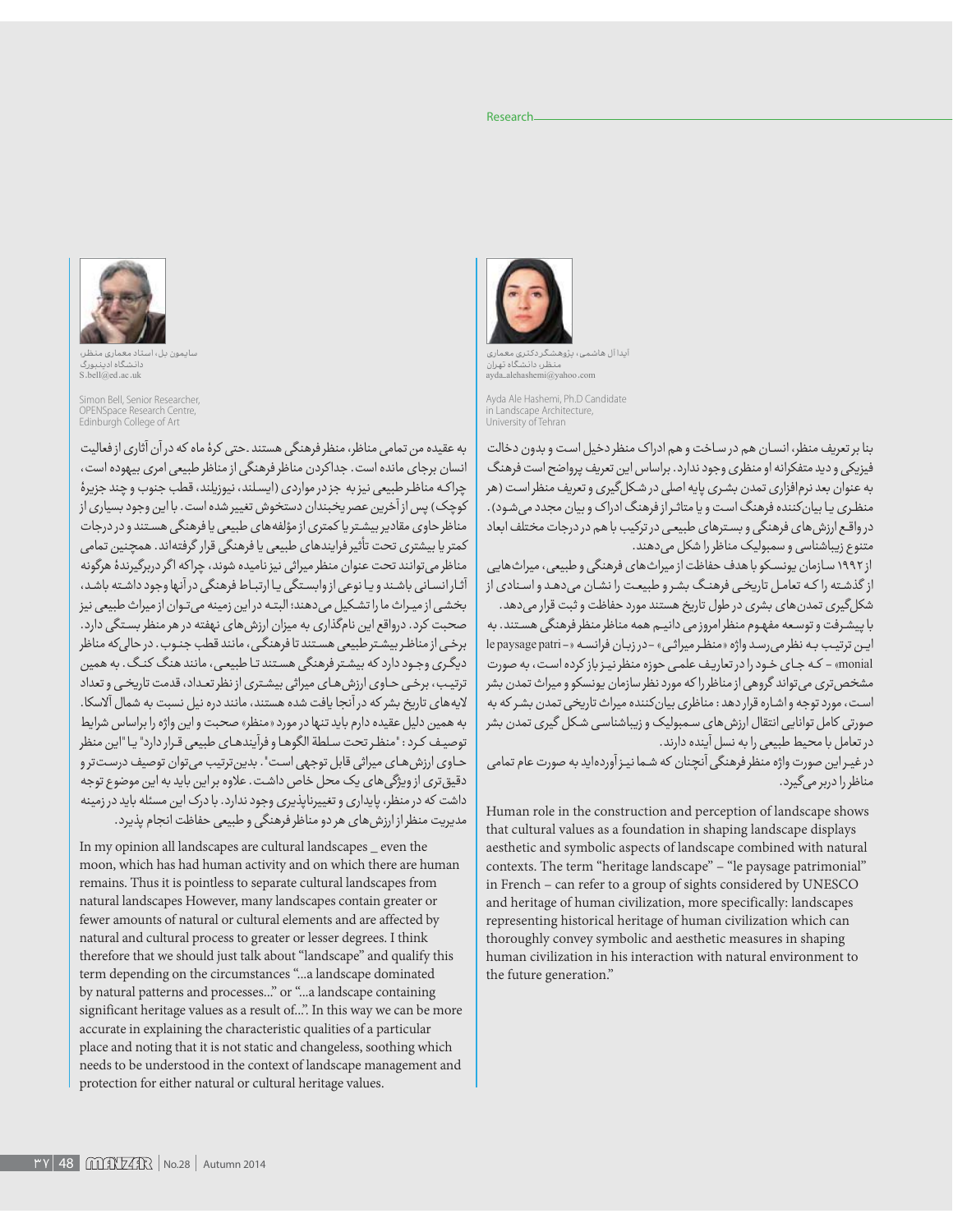آیدا آل هاشمی، پژوهشگر دکتری معماری منظر، دانشگاه تهران
ayda_alehashemi@yahoo.com

Ayda Ale Hashemi, Ph.D Candidate in Landscape Architecture, University of Tehran

بنا بر تعریف منظر، انسان هم در ساخت و هم ادراک منظر دخیل است و بدون دخالت فیزیکی و دید متفکرانه او منظری وجود ندارد. براساس این تعریف پرواضح است فرهنگ به عنوان بعد نرم‌افزاری تمدن بشری پایه اصلی در شکل‌گیری و تعریف منظر است (هر منظری یا بیان‌کننده فرهنگ است و یا متاثر از فرهنگ ادراک و بیان مجدد می‌شود). در واقع ارزش‌های فرهنگی و بسترهای طبیعی در ترکیب با هم در درجات مختلف ابعاد متنوع زیباشناسی و سمبولیک مناظر را شکل می‌دهند.

از ۱۹۹۲ سازمان یونسکو با هدف حفاظت از میراث‌های فرهنگی و طبیعی، میراث‌هایی از گذشته را که تعامل تاریخی فرهنگ بشر و طبیعت را نشان می‌دهد و اسنادی از شکل‌گیری تمدن‌های بشری در طول تاریخ هستند مورد حفاظت و ثبت قرار می‌دهد.

با پیشرفت و توسعه مفهوم منظر امروز می دانیم همه مناظر منظر فرهنگی هستند. به این ترتیب به نظر می‌رسد واژه «منظر میراثی» - در زبان فرانسه «le paysage patrimonial» - که جای خود را در تعاریف علمی حوزه منظر نیز باز کرده است، به صورت مشخص‌تری می‌تواند گروهی از مناظر را که مورد نظر سازمان یونسکو و میراث تمدن بشر است، مورد توجه و اشاره قرار دهد: مناظری بیان‌کننده میراث تاریخی تمدن بشر که به صورتی کامل توانایی انتقال ارزش‌های سمبولیک و زیباشناسی شکل گیری تمدن بشر در تعامل با محیط طبیعی را به نسل آینده دارند.

در غیر این صورت واژه منظر فرهنگی آنچنان که شما نیز آورده‌اید به صورت عام تمامی مناظر را دربر می‌گیرد.

Human role in the construction and perception of landscape shows that cultural values as a foundation in shaping landscape displays aesthetic and symbolic aspects of landscape combined with natural contexts. The term "heritage landscape" – "le paysage patrimonial" in French – can refer to a group of sights considered by UNESCO and heritage of human civilization, more specifically: landscapes representing historical heritage of human civilization which can thoroughly convey symbolic and aesthetic measures in shaping human civilization in his interaction with natural environment to the future generation."

سایمون بل، استاد معماری منظر، دانشگاه ادینبورگ
S.bell@ed.ac.uk

Simon Bell, Senior Researcher, OPENSpace Research Centre, Edinburgh College of Art

به عقیده من تمامی مناظر، منظر فرهنگی هستند. حتی کرهٔ ماه که در آن آثاری از فعالیت انسان برجای مانده است. جداکردن مناظر فرهنگی از مناظر طبیعی امری بیهوده است، چراکه مناظر طبیعی نیز به جز در مواردی (ایسلند، نیوزیلند، قطب جنوب و چند جزیرهٔ کوچک) پس از آخرین عصر یخبندان دستخوش تغییر شده است. با این وجود بسیاری از مناظر حاوی مقادیر بیشتر یا کمتری از مؤلفه‌های طبیعی یا فرهنگی هستند و در درجات کمتر یا بیشتری تحت تأثیر فرایندهای طبیعی یا فرهنگی قرار گرفته‌اند. همچنین تمامی مناظر می‌توانند تحت عنوان منظر میراثی نیز نامیده شوند، چراکه اگر دربرگیرندهٔ هرگونه آثار انسانی باشند و یا نوعی از وابستگی یا ارتباط فرهنگی در آنها وجود داشته باشد، بخشی از میراث ما را تشکیل می‌دهند؛ البته در این زمینه می‌توان از میراث طبیعی نیز صحبت کرد. درواقع این نام‌گذاری به میزان ارزش‌های نهفته در هر منظر بستگی دارد. برخی از مناظر بیشتر طبیعی هستند تا فرهنگی، مانند قطب جنوب. در حالی‌که مناظر دیگری وجود دارد که بیشتر فرهنگی هستند تا طبیعی، مانند هنگ کنگ. به همین ترتیب، برخی حاوی ارزش‌های میراثی بیشتری از نظر تعداد، قدمت تاریخی و تعداد لایه‌های تاریخ بشر که در آنجا یافت شده هستند، مانند دره نیل نسبت به شمال آلاسکا. به همین دلیل عقیده دارم باید تنها در مورد «منظر» صحبت و این واژه را براساس شرایط توصیف کرد: "منظر تحت سلطهٔ الگوها و فرآیندهای طبیعی قرار دارد" یا "این منظر حاوی ارزش‌های میراثی قابل توجهی است". بدین‌ترتیب می‌توان توصیف درست‌تر و دقیق‌تری از ویژگی‌های یک محل خاص داشت. علاوه بر این باید به این موضوع توجه داشت که در منظر، پایداری و تغییرناپذیری وجود ندارد. با درک این مسئله باید در زمینه مدیریت منظر از ارزش‌های هر دو مناظر فرهنگی و طبیعی حفاظت انجام پذیرد.

In my opinion all landscapes are cultural landscapes _ even the moon, which has had human activity and on which there are human remains. Thus it is pointless to separate cultural landscapes from natural landscapes However, many landscapes contain greater or fewer amounts of natural or cultural elements and are affected by natural and cultural process to greater or lesser degrees. I think therefore that we should just talk about "landscape" and qualify this term depending on the circumstances "...a landscape dominated by natural patterns and processes..." or "...a landscape containing significant heritage values as a result of...". In this way we can be more accurate in explaining the characteristic qualities of a particular place and noting that it is not static and changeless, soothing which needs to be understood in the context of landscape management and protection for either natural or cultural heritage values.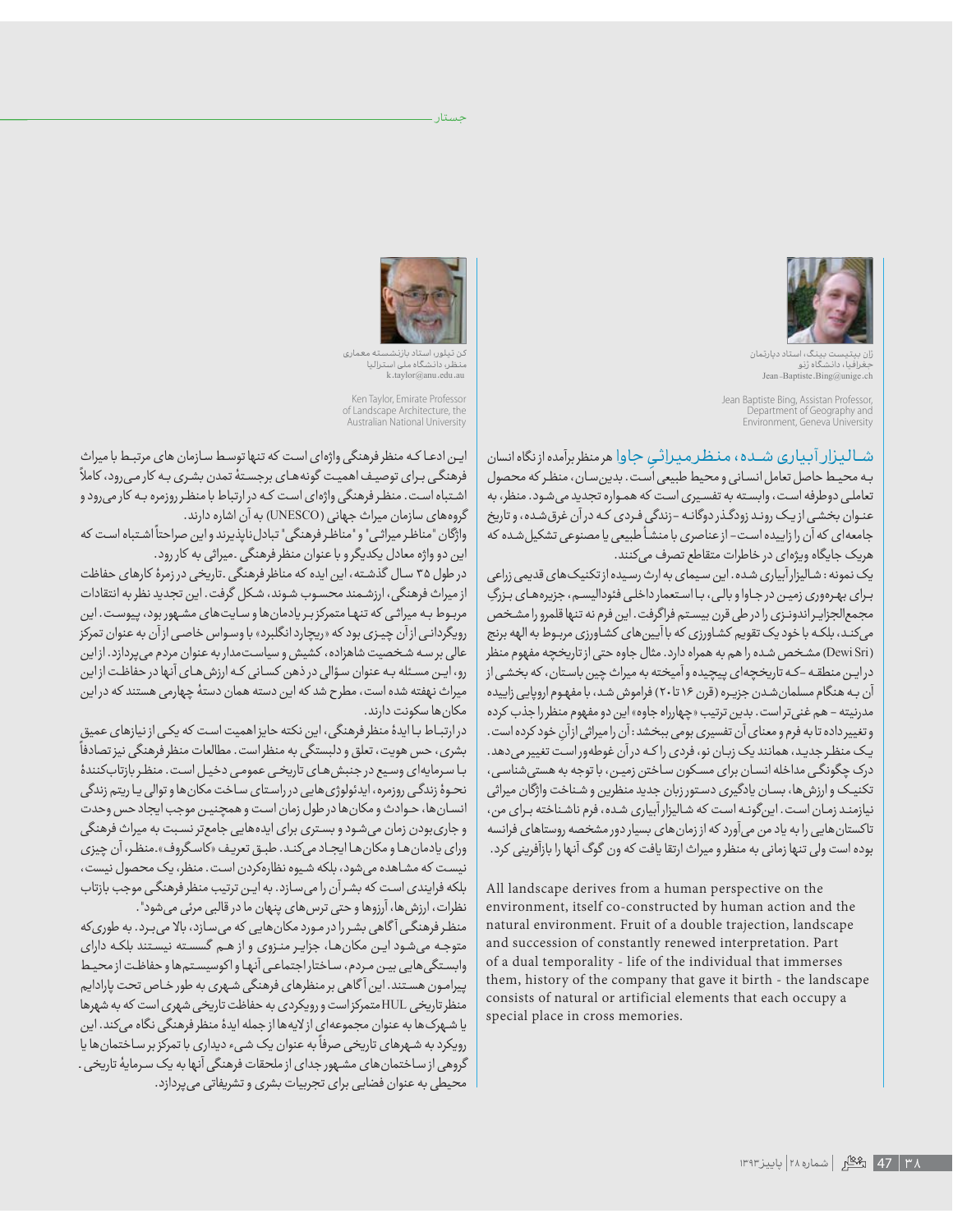ژان بپتیست بینگ، استاد دپارتمان جغرافیا، دانشگاه ژنو
Jean-Baptiste.Bing@unige.ch

Jean Baptiste Bing, Assistant Professor, Department of Geography and Environment, Geneva University

شالیزار آبیاری شده، منظر میراثیِ جاوا هر منظر برآمده از نگاه انسان به محیط حاصل تعامل انسانی و محیط طبیعی است. بدین‌سان، منظر که محصول تعاملی دوطرفه است، وابسته به تفسیری است که همواره تجدید می‌شود. منظر، به عنوان بخشی از یک روند زودگذر دوگانه -زندگی فردی که در آن غرق‌شده، و تاریخ جامعه‌ای که آن را زاییده است- از عناصری با منشأ طبیعی یا مصنوعی تشکیل‌شده که هریک جایگاه ویژه‌ای در خاطرات متقاطع تصرف می‌کنند.

یک نمونه : شالیزار آبیاری شده. این سیمای به ارث رسیده از تکنیک‌های قدیمی زراعی برای بهره‌وری زمین در جاوا و بالی، با استعمار داخلی فئودالیسم، جزیره‌های بزرگِ مجمع‌الجزایر اندونزی را در طی قرن بیستم فراگرفت. این فرم نه تنها قلمرو را مشخص می‌کند، بلکه با خود یک تقویم کشاورزی که با آیین‌های کشاورزی مربوط به الهه برنج (Dewi Sri) مشخص شده را هم به همراه دارد. مثال جاوه حتی از تاریخچه مفهوم منظر در این منطقه -که تاریخچه‌ای پیچیده و آمیخته به میراث چین باستان، که بخشی از آن به هنگام مسلمان‌شدن جزیره (قرن ۱۶ تا ۲۰) فراموش شد، با مفهوم اروپایی زاییده مدرنیته - هم غنی‌تر است. بدین ترتیب «چهارراه جاوه» این دو مفهوم منظر را جذب کرده و تغییر داده تا به فرم و معنای آن تفسیری بومی ببخشد: آن را میراثی ازآنِ خود کرده است.

یک منظر جدید، همانند یک زبان نو، فردی را که درآن غوطه‌ور است تغییر می‌دهد. درک چگونگی مداخله انسان برای مسکون ساختن زمین، با توجه به هستی‌شناسی، تکنیک و ارزش‌ها، بسان یادگیری دستور زبان جدید منظرین و شناخت واژگان میراثی نیازمند زمان است. این‌گونه است که شالیزار آبیاری شده، فرم ناشناخته برای من، تاکستان‌هایی را به یاد من می‌آورد که از زمان‌های بسیار دور مشخصه روستاهای فرانسه بوده است ولی تنها زمانی به منظر و میراث ارتقا یافت که ون گوگ آنها را بازآفرینی کرد.

All landscape derives from a human perspective on the environment, itself co-constructed by human action and the natural environment. Fruit of a double trajection, landscape and succession of constantly renewed interpretation. Part of a dual temporality - life of the individual that immerses them, history of the company that gave it birth - the landscape consists of natural or artificial elements that each occupy a special place in cross memories.

کن تیلور، استاد بازنشسته معماری منظر، دانشگاه ملی استرالیا
k.taylor@anu.edu.au

Ken Taylor, Emirate Professor of Landscape Architecture, the Australian National University

این ادعا که منظر فرهنگی واژه‌ای است که تنها توسط سازمان های مرتبط با میراث فرهنگی برای توصیف اهمیت گونه‌های برجستهٔ تمدن بشری به کار می‌رود، کاملاً اشتباه است. منظر فرهنگی واژه‌ای است که در ارتباط با منظر روزمره به کار می‌رود و گروه‌های سازمان میراث جهانی (UNESCO) به آن اشاره دارند.

واژگان "مناظر میراثی" و "مناظر فرهنگی" تبادل‌ناپذیرند و این صراحتاً اشتباه است که این دو واژه معادل یکدیگر و با عنوان منظر فرهنگی -میراثی به کار رود.

در طول ۳۵ سال گذشته، این ایده که مناظر فرهنگی -تاریخی در زمرهٔ کارهای حفاظت از میراث فرهنگی، ارزشمند محسوب شوند، شکل گرفت. این تجدید نظر به انتقادات مربوط به میراثی که تنها متمرکز بر یادمان‌ها و سایت‌های مشهور بود، پیوست. این رویگردانی از آن چیزی بود که «ریچارد انگلبرد» با وسواس خاصی از آن به عنوان تمرکز عالی بر سه شخصیت شاهزاده، کشیش و سیاست‌مدار به عنوان مردم می‌پرداز. از این رو، این مسئله به عنوان سؤالی در ذهن کسانی که ارزش‌های آنها در حفاظت از این میراث نهفته شده است، مطرح شد که این دسته همان دستهٔ چهارمی هستند که در این مکان‌ها سکونت دارند.

در ارتباط با ایدهٔ منظر فرهنگی، این نکته حایز اهمیت است که یکی از نیازهای عمیق بشری، حس هویت، تعلق و دلبستگی به منظر است. مطالعات منظر فرهنگی نیز تصادفاً با سرمایه‌ای وسیع در جنبش‌های تاریخی عمومی دخیل است. منظر بازتاب‌کنندهٔ نحوهٔ زندگی روزمره، ایدئولوژی‌هایی در راستای ساخت مکان‌ها و توالی یا ریتم زندگی انسان‌ها، حوادث و مکان‌ها در طول زمان است و همچنین موجب ایجاد حس وحدت و جاری‌بودن زمان می‌شود و بستری برای ایده‌هایی جامع‌تر نسبت به میراث فرهنگی ورای یادمان‌ها و مکان‌ها ایجاد می‌کند. طبق تعریف «کاسگروف»، «منظر، آن چیزی نیست که مشاهده می‌شود، بلکه شیوه نظاره‌کردن است. منظر، یک محصول نیست، بلکه فرایندی است که بشر آن را می‌سازد. به این ترتیب منظر فرهنگی موجب بازتاب نظرات، ارزش‌ها، آرزوها و حتی ترس‌های پنهان ما در قالبی مرئی می‌شود».

منظر فرهنگی آگاهی بشر را در مورد مکان‌هایی که می‌سازد، بالا می‌برد. به طوری که متوجه می‌شود این مکان‌ها، جزایر منزوی و از هم گسسته نیستند بلکه دارای وابستگی‌هایی بین مردم، ساختار اجتماعی آنها و اکوسیستم‌ها و حفاظت از محیط پیرامون هستند. این آگاهی بر منظرهای فرهنگی شهری به طور خاص تحت پارادایم منظر تاریخی HUL متمرکز است و رویکردی به حفاظت تاریخی شهری است که به شهرها یا شهرک‌ها به عنوان مجموعه‌ای از لایه‌ها از جمله ایدهٔ منظر فرهنگی نگاه می‌کند. این رویکرد به شهرهای تاریخی صرفاً به عنوان یک شیء دیداری با تمرکز بر ساختمان‌ها یا گروهی از ساختمان‌های مشهور جدای از ملحقات فرهنگی آنها به یک سرمایهٔ تاریخی - محیطی به عنوان فضایی برای تجربیات بشری و تشریفاتی می‌پردازد.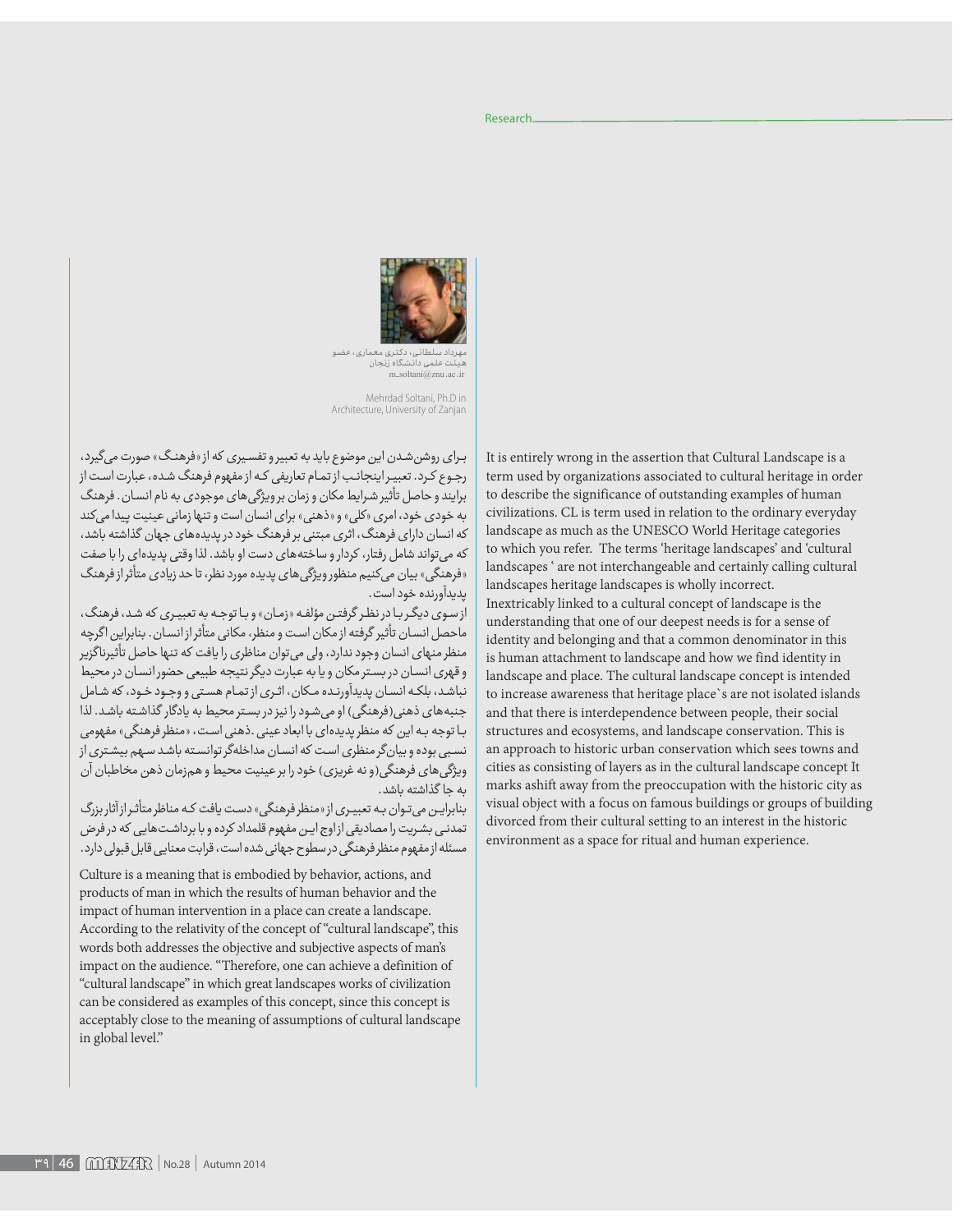مهرداد سلطانی، دکتری معماری، عضو هیئت علمی دانشگاه زنجان
m_soltani@znu.ac.ir

Mehrdad Soltani, Ph.D in Architecture, University of Zanjan

برای روشن‌شدن این موضوع باید به تعبیر و تفسیری که از «فرهنگ» صورت می‌گیرد، رجوع کرد. تعبیر اینجانب از تمام تعاریفی که از مفهوم فرهنگ شده، عبارت است از برایند و حاصل تأثیر شرایط مکان و زمان بر ویژگی‌های موجودی به نام انسان. فرهنگ به خودی خود، امری «کلی» و «ذهنی» برای انسان است و تنها زمانی عینیت پیدا می‌کند که انسان دارای فرهنگ، اثری مبتنی بر فرهنگ خود در پدیده‌های جهان گذاشته باشد، که می‌تواند شامل رفتار، کردار و ساخته‌های دست او باشد. لذا وقتی پدیده‌ای را با صفت «فرهنگی» بیان می‌کنیم منظور ویژگی‌های پدیده مورد نظر، تا حد زیادی متأثر از فرهنگ پدیدآورنده خود است.

از سوی دیگر با در نظر گرفتن مؤلفه «زمان» و با توجه به تعبیری که شد، فرهنگ، ماحصل انسان تأثیر گرفته از مکان است و منظر، مکانی متأثر از انسان. بنابراین اگرچه منظرمنهای انسان وجود ندارد، ولی می‌توان مناظری را یافت که تنها حاصل تأثیرناگزیر و قهری انسان در بستر مکان و یا به عبارت دیگر نتیجه طبیعی حضور انسان در محیط نباشد، بلکه انسان پدیدآورنده مکان، اثری از تمام هستی و وجود خود، که شامل جنبه‌های ذهنی(فرهنگی) او می‌شود را نیز در بستر محیط به یادگار گذاشته باشد. لذا با توجه به این که منظر پدیده‌ای با ابعاد عینی-ذهنی است، «منظر فرهنگی» مفهومی نسبی بوده و بیان‌گر منظری است که انسان مداخله‌گر توانسته باشد سهم بیشتری از ویژگی‌های فرهنگی(و نه غریزی) خود را بر عینیت محیط و هم‌زمان ذهن مخاطبان آن به جا گذاشته باشد.

بنابراین می‌توان به تعبیری از «منظر فرهنگی» دست یافت که مناظر متأثر از آثار بزرگ تمدنی بشریت را مصادیقی از اوج این مفهوم قلمداد کرده و با برداشت‌هایی که در فرض مسئله از مفهوم منظر فرهنگی در سطوح جهانی شده است، قرابت معنایی قابل قبولی دارد.

Culture is a meaning that is embodied by behavior, actions, and products of man in which the results of human behavior and the impact of human intervention in a place can create a landscape. According to the relativity of the concept of "cultural landscape", this words both addresses the objective and subjective aspects of man's impact on the audience. "Therefore, one can achieve a definition of "cultural landscape" in which great landscapes works of civilization can be considered as examples of this concept, since this concept is acceptably close to the meaning of assumptions of cultural landscape in global level."

It is entirely wrong in the assertion that Cultural Landscape is a term used by organizations associated to cultural heritage in order to describe the significance of outstanding examples of human civilizations. CL is term used in relation to the ordinary everyday landscape as much as the UNESCO World Heritage categories to which you refer. The terms 'heritage landscapes' and 'cultural landscapes ' are not interchangeable and certainly calling cultural landscapes heritage landscapes is wholly incorrect.

Inextricably linked to a cultural concept of landscape is the understanding that one of our deepest needs is for a sense of identity and belonging and that a common denominator in this is human attachment to landscape and how we find identity in landscape and place. The cultural landscape concept is intended to increase awareness that heritage place`s are not isolated islands and that there is interdependence between people, their social structures and ecosystems, and landscape conservation. This is an approach to historic urban conservation which sees towns and cities as consisting of layers as in the cultural landscape concept It marks ashift away from the preoccupation with the historic city as visual object with a focus on famous buildings or groups of building divorced from their cultural setting to an interest in the historic environment as a space for ritual and human experience.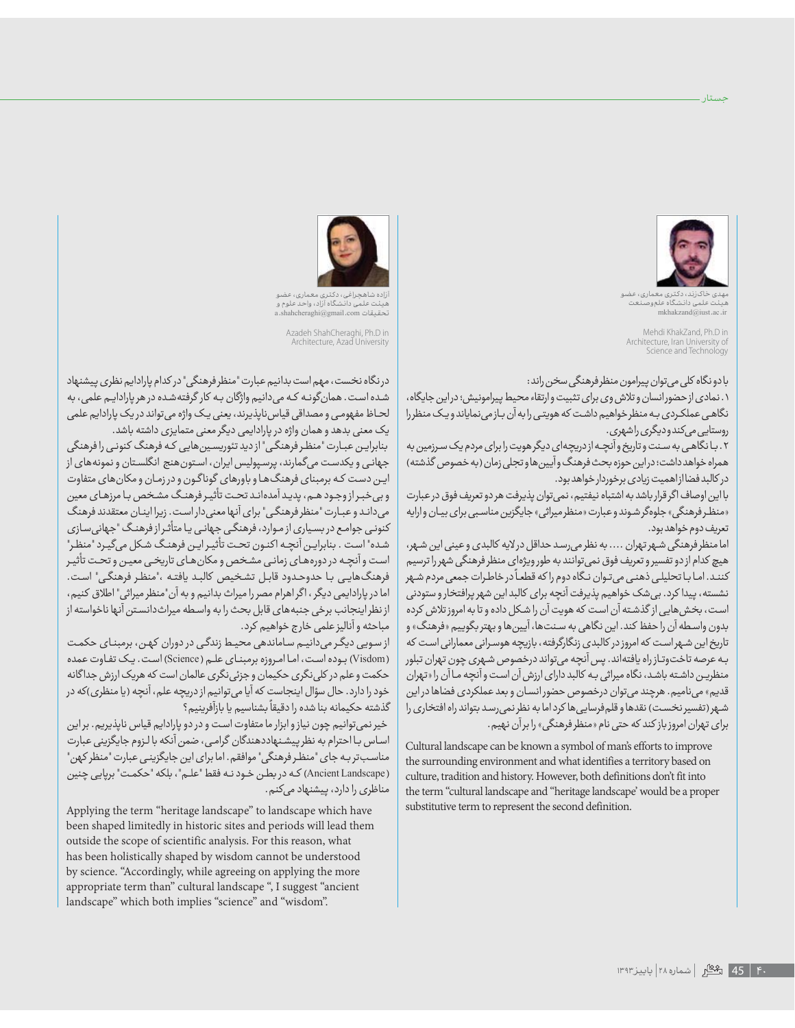مهدی خاک‌زند، دکتری معماری، عضو هیئت علمی دانشگاه علم‌وصنعت
mkhakzand@iust.ac.ir

Mehdi KhakZand, Ph.D in Architecture, Iran University of Science and Technology

با دو نگاه کلی می‌توان پیرامون منظر فرهنگی سخن راند:

۱. نمادی از حضور انسان و تلاش وی برای تثبیت و ارتقاء محیط پیرامونش؛ در این جایگاه، نگاهی عملکردی به منظر خواهیم داشت که هویتی را به آن باز می‌نمایاند و یک منظر را روستایی می‌کند و دیگری را شهری.

۲. با نگاهی به سنت و تاریخ و آنچه از دریچه‌ای دیگر هویت را برای مردم یک سرزمین به همراه خواهد داشت؛ در این حوزه بحث فرهنگ و آیین‌ها و تجلی زمان (به خصوص گذشته) در کالبد فضا از اهمیت زیادی برخوردار خواهد بود.

با این اوصاف اگر قرار باشد به اشتباه نیفتیم، نمی‌توان پذیرفت هر دو تعریف فوق در عبارت «منظر فرهنگی» جلوه‌گر شوند و عبارت «منظر میراثی» جایگزین مناسبی برای بیان و ارایه تعریف دوم خواهد بود.

اما منظر فرهنگی شهر تهران .... به نظر می‌رسد حداقل در لایه کالبدی و عینی این شهر، هیچ کدام از دو تفسیر و تعریف فوق نمی‌توانند به طور ویژه‌ای منظر فرهنگی شهر را ترسیم کنند. اما با تحلیلی ذهنی می‌توان نگاه دوم را که قطعاً در خاطرات جمعی مردم شهر نشسته، پیدا کرد. بی‌شک خواهیم پذیرفت آنچه برای کالبد این شهر پرافتخار و ستودنی است، بخش‌هایی از گذشته آن است که هویت آن را شکل داده و تا به امروز تلاش کرده بدون واسطه آن را حفظ کند. این نگاهی به سنت‌ها، آیین‌ها و بهتر بگوییم «فرهنگ» و تاریخ این شهر است که امروز در کالبدی زنگارگرفته، بازیچه هوسرانی معمارانی است که به عرصه تاخت‌وتاز راه یافته‌اند. پس آنچه می‌تواند درخصوص شهری چون تهران تبلور منظرین داشته باشد، نگاه میراثی به کالبد دارای ارزش آن است و آنچه ما آن را «تهران قدیم» می‌نامیم. هرچند می‌توان درخصوص حضور انسان و بعد عملکردی فضاها در این شهر (تفسیر نخست) نقدها و قلم‌فرسایی‌ها کرد اما به نظر نمی‌رسد بتواند راه افتخاری را برای تهران امروز باز کند که حتی نام «منظر فرهنگی» را بر آن نهیم.

Cultural landscape can be known a symbol of man's efforts to improve the surrounding environment and what identifies a territory based on culture, tradition and history. However, both definitions don't fit into the term "cultural landscape and "heritage landscape' would be a proper substitutive term to represent the second definition.

آزاده شاهچراغی، دکتری معماری، عضو هیئت علمی دانشگاه آزاد، واحد علوم و تحقیقات a.shahcheraghi@gmail.com

Azadeh ShahCheraghi, Ph.D in Architecture, Azad University

در نگاه نخست، مهم است بدانیم عبارت "منظر فرهنگی" در کدام پارادایم نظری پیشنهاد شده است. همان‌گونه که می‌دانیم واژگان به کار گرفته شده در هر پارادایم علمی، به لحاظ مفهومی و مصادیق قیاس‌ناپذیرند، یعنی یک واژه می‌تواند در یک پارادایم علمی یک معنی بدهد و همان واژه در پارادایمی دیگر معنی متمایزی داشته باشد.

بنابراین عبارت "منظر فرهنگی" از دید تئوریسین‌هایی که فرهنگ کنونی را فرهنگی جهانی و یکدست می‌گمارند، پرسپولیس ایران، استون‌هنج انگلستان و نمونه‌های از این دست که برمبنای فرهنگ‌ها و باورهای گوناگون و در زمان و مکان‌های متفاوت و بی‌خبر از وجود هم، پدید آمده‌اند تحت تأثیر فرهنگ مشخص با مرزهای معین می‌دانند و عبارت "منظر فرهنگی" برای آنها معنی‌دار است. زیرا اینان معتقدند فرهنگ کنونی جوامع در بسیاری از موارد، فرهنگی جهانی یا متأثر از فرهنگ "جهانی‌سازی شده" است. بنابراین آنچه اکنون تحت تأثیر این فرهنگ شکل می‌گیرد "منظر" است و آنچه در دوره‌های زمانی مشخص و مکان‌های تاریخی معین و تحت تأثیر فرهنگ‌هایی با حدوحدود قابل تشخیص کالبد یافته، "منظر فرهنگی" است. اما در پارادایمی دیگر، اگر اهرام مصر را میراث بدانیم و به آن "منظر میراثی" اطلاق کنیم، از نظر اینجانب برخی جنبه‌های قابل بحث را به واسطه میراث‌دانستن آنها ناخواسته از مباحثه و آنالیز علمی خارج خواهیم کرد.

از سویی دیگر می‌دانیم ساماندهی محیط زندگی در دوران کهن، برمبنای حکمت (Visdom) بوده است، اما امروزه برمبنای علم (Science) است. یک تفاوت عمده حکمت و علم در کلی‌نگری حکیمان و جزئی‌نگری عالمان است که هریک ارزش جداگانه خود را دارد. حال سؤال اینجاست که آیا می‌توانیم از دریچه علم، آنچه (یا منظری) که در گذشته حکیمانه بنا شده را دقیقاً بشناسیم یا بازآفرینیم؟

خیر نمی‌توانیم چون نیاز و ابزار ما متفاوت است و در دو پارادایم قیاس ناپذیریم. بر این اساس با احترام به نظر پیشنهاددهندگان گرامی، ضمن آنکه با لزوم جایگزینی عبارت مناسب‌تر به جای "منظر فرهنگی" موافقم. اما برای این جایگزینی عبارت "منظر کهن" (Ancient Landscape) که در بطن خود نه فقط "علم"، بلکه "حکمت" برپایی چنین مناظری را دارد، پیشنهاد می‌کنم.

Applying the term "heritage landscape" to landscape which have been shaped limitedly in historic sites and periods will lead them outside the scope of scientific analysis. For this reason, what has been holistically shaped by wisdom cannot be understood by science. "Accordingly, while agreeing on applying the more appropriate term than" cultural landscape ", I suggest "ancient landscape" which both implies "science" and "wisdom".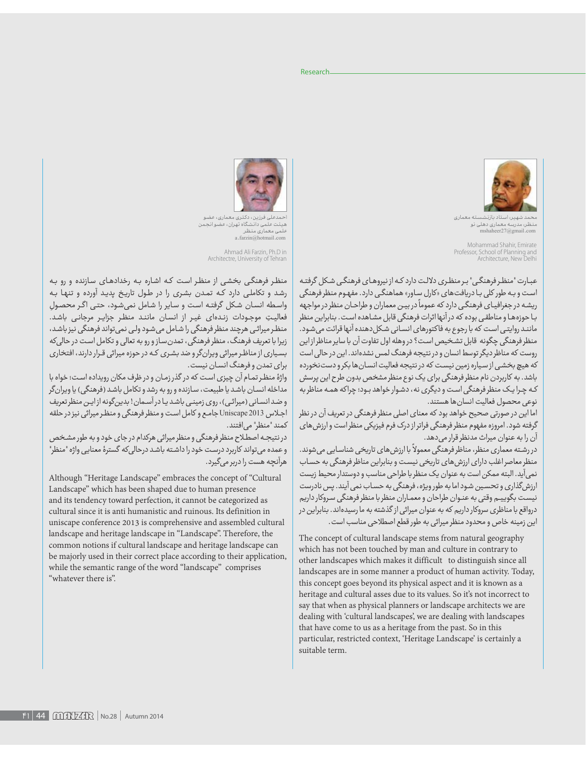محمد شهیر، استاد بازنشسته معماری منظر، مدرسه معماری دهلی نو
mshaheer27@gmail.com

Mohammad Shahir, Emirate Professor, School of Planning and Architecture, New Delhi

عبارت "منظر فرهنگی" بر منظری دلالت دارد که از نیروهای فرهنگی شکل گرفته است و به طور کلی با دریافت‌های «کارل ساور» هماهنگی دارد. مفهوم منظر فرهنگی ریشه در جغرافیای فرهنگی دارد که عموماً در بین معماران و طراحان منظر در مواجهه با حوزه‌ها و مناطقی بوده که در آنها اثرات فرهنگی قابل مشاهده است. بنابراین منظر مانند روایتی است که با رجوع به فاکتورهای انسانی شکل‌دهنده آنها قرائت می‌شود. منظر فرهنگی چگونه قابل تشخیص است؟ در وهله اول تفاوت آن با سایر مناظر از این روست که مناظر دیگر توسط انسان و در نتیجه فرهنگ لمس نشده‌اند. این در حالی است که هیچ بخشی از سیاره زمین نیست که در نتیجه فعالیت انسان‌ها بکر و دست‌نخورده باشد. به کاربردن نام منظر فرهنگی برای یک نوع منظر مشخص بدون طرح این پرسش که چرا یک منظر فرهنگی است و دیگری نه، دشوار خواهد بود؛ چراکه همه مناظر به نوعی محصول فعالیت انسان‌ها هستند.

اما این در صورتی صحیح خواهد بود که معنای اصلی منظر فرهنگی در تعریف آن در نظر گرفته شود. امروزه مفهوم منظر فرهنگی فراتر از درک فرم فیزیکی منظر است و ارزش‌های آن را به عنوان میراث مدنظر قرار می‌دهد.

در رشته معماری منظر، مناظر فرهنگی معمولاً با ارزش‌های تاریخی شناسایی می‌شوند. منظر معاصر اغلب دارای ارزش‌های تاریخی نیست و بنابراین مناظر فرهنگی به حساب نمی‌آید. البته ممکن است به عنوان یک منظر با طراحی مناسب و دوستدار محیط زیست ارزش‌گذاری و تحسین شود اما به طور ویژه، فرهنگی به حساب نمی آیند. پس نادرست نیست بگوییم وقتی به عنوان طراحان و معماران منظر با منظر فرهنگی سروکار داریم درواقع با مناظری سروکار داریم که به عنوان میراثی از گذشته به ما رسیده‌اند. بنابراین در این زمینه خاص و محدود منظر میراثی به طور قطع اصطلاحی مناسب است.

The concept of cultural landscape stems from natural geography which has not been touched by man and culture in contrary to other landscapes which makes it difficult to distinguish since all landscapes are in some manner a product of human activity. Today, this concept goes beyond its physical aspect and it is known as a heritage and cultural asses due to its values. So it's not incorrect to say that when as physical planners or landscape architects we are dealing with 'cultural landscapes', we are dealing with landscapes that have come to us as a heritage from the past. So in this particular, restricted context, 'Heritage Landscape' is certainly a suitable term.

احمدعلی فرزین، دکتری معماری، عضو هیئت علمی دانشگاه تهران، عضو انجمن علمی معماری منظر
a.farzin@hotmail.com

Ahmad Ali Farzin, Ph.D in Architectre, University of Tehran

منظر فرهنگی بخشی از منظر است که اشاره به رخدادهای سازنده و رو به رشد و تکاملی دارد که تمدن بشری را در طول تاریخ پدید آورده و تنها به واسطه انسان شکل گرفته است و سایر را شامل نمی‌شود، حتی اگر محصول فعالیتِ موجودات زنده‌ای غیر از انسان مانند منظر جزایر مرجانی باشد. منظر میراثی هرچند منظر فرهنگی را شامل می‌شود ولی نمی‌تواند فرهنگی نیز باشد، زیرا با تعریف فرهنگ، منظر فرهنگی، تمدن‌ساز و رو به تعالی و تکامل است در حالی‌که بسیاری از مناظر میراثی ویران‌گر و ضد بشری که در حوزه میراثی قرار دارند، افتخاری برای تمدن و فرهنگ انسان نیست.

واژهٔ منظر تمام آن چیزی است که در گذر زمان و در ظرف مکان رویداده است؛ خواه با مداخله انسان باشد یا طبیعت، سازنده و رو به رشد و تکامل باشد (فرهنگی) یا ویران‌گر و ضد انسانی (میراثی)، روی زمینی باشد یا در آسمان! بدین‌گونه از این منظر تعریف اجلاس Uniscape 2013 جامع و کامل است و منظر فرهنگی و منظر میراثی نیز در حلقه کمند "منظر" می‌افتند.

در نتیجه اصطلاح منظر فرهنگی و منظر میراثی هرکدام در جای خود و به طور مشخص و عمده می‌تواند کاربرد درست خود را داشته باشد درحالی‌که گسترهٔ معنایی واژه "منظر" هرآنچه هست را دربر می‌گیرد.

Although "Heritage Landscape" embraces the concept of "Cultural Landscape" which has been shaped due to human presence and its tendency toward perfection, it cannot be categorized as cultural since it is anti humanistic and ruinous. Its definition in uniscape conference 2013 is comprehensive and assembled cultural landscape and heritage landscape in "Landscape". Therefore, the common notions if cultural landscape and heritage landscape can be majorly used in their correct place according to their application, while the semantic range of the word "landscape" comprises "whatever there is".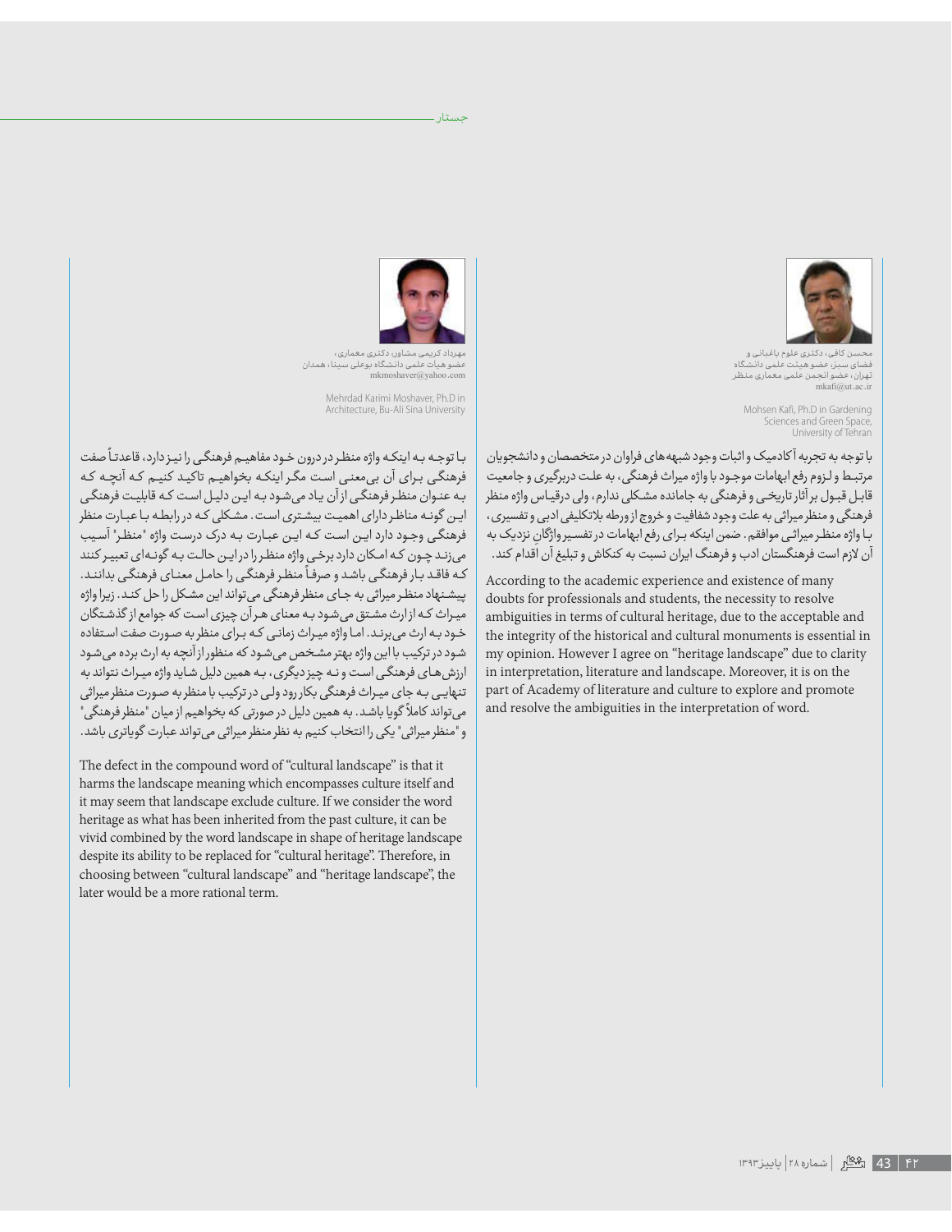محسن کافی، دکتری علوم باغبانی و فضای سبز، عضو هیئت علمی دانشگاه تهران، عضو انجمن علمی معماری منظر
mkafi@ut.ac.ir

Mohsen Kafi, Ph.D in Gardening Sciences and Green Space, University of Tehran

با توجه به تجربه آکادمیک و اثبات وجود شبهه‌های فراوان در متخصصان و دانشجویان مرتبط و لزوم رفع ابهامات موجود با واژه میراث فرهنگی، به علت دربرگیری و جامعیت قابل قبول بر آثار تاریخی و فرهنگی به جامانده مشکلی ندارم، ولی درقیاس واژه منظر فرهنگی و منظر میراثی به علت وجود شفافیت و خروج از ورطه بلاتکلیفی ادبی و تفسیری، با واژه منظر میراثی موافقم. ضمن اینکه برای رفع ابهامات در تفسیر واژگانِ نزدیک به آن لازم است فرهنگستان ادب و فرهنگ ایران نسبت به کنکاش و تبلیغ آن اقدام کند.

According to the academic experience and existence of many doubts for professionals and students, the necessity to resolve ambiguities in terms of cultural heritage, due to the acceptable and the integrity of the historical and cultural monuments is essential in my opinion. However I agree on "heritage landscape" due to clarity in interpretation, literature and landscape. Moreover, it is on the part of Academy of literature and culture to explore and promote and resolve the ambiguities in the interpretation of word.

مهرداد کریمی مشاور، دکتری معماری، عضو هیات علمی دانشگاه بوعلی سینا، همدان
mkmoshaver@yahoo.com

Mehrdad Karimi Moshaver, Ph.D in Architecture, Bu-Ali Sina University

با توجه به اینکه واژه منظر در درون خود مفاهیم فرهنگی را نیز دارد، قاعدتاً صفت فرهنگی برای آن بی‌معنی است مگر اینکه بخواهیم تاکید کنیم که آنچه که به عنوان منظر فرهنگی از آن یاد می‌شود به این دلیل است که قابلیت فرهنگی این گونه مناظر دارای اهمیت بیشتری است. مشکلی که در رابطه با عبارت منظر فرهنگی وجود دارد این است که این عبارت به درک درست واژه "منظر" آسیب می‌زند چون که امکان دارد برخی واژه منظر را در این حالت به گونه‌ای تعبیر کنند که فاقد بار فرهنگی باشد و صرفاً منظر فرهنگی را حامل معنای فرهنگی بدانند. پیشنهاد منظر میراثی به جای منظر فرهنگی می‌تواند این مشکل را حل کند. زیرا واژه میراث که از ارث مشتق می‌شود به معنای هر آن چیزی است که جوامع از گذشتگان خود به ارث می‌برند. اما واژه میراث زمانی که برای منظر به صورت صفت استفاده شود در ترکیب با این واژه بهتر مشخص می‌شود که منظور از آنچه به ارث برده می‌شود ارزش‌های فرهنگی است و نه چیز دیگری، به همین دلیل شاید واژه میراث نتواند به تنهایی به جای میراث فرهنگی بکار رود ولی در ترکیب با منظر به صورت منظر میراثی می‌تواند کاملاً گویا باشد. به همین دلیل در صورتی که بخواهیم از میان "منظر فرهنگی" و "منظر میراثی" یکی را انتخاب کنیم به نظر منظر میراثی می‌تواند عبارت گویاتری باشد.

The defect in the compound word of "cultural landscape" is that it harms the landscape meaning which encompasses culture itself and it may seem that landscape exclude culture. If we consider the word heritage as what has been inherited from the past culture, it can be vivid combined by the word landscape in shape of heritage landscape despite its ability to be replaced for "cultural heritage". Therefore, in choosing between "cultural landscape" and "heritage landscape", the later would be a more rational term.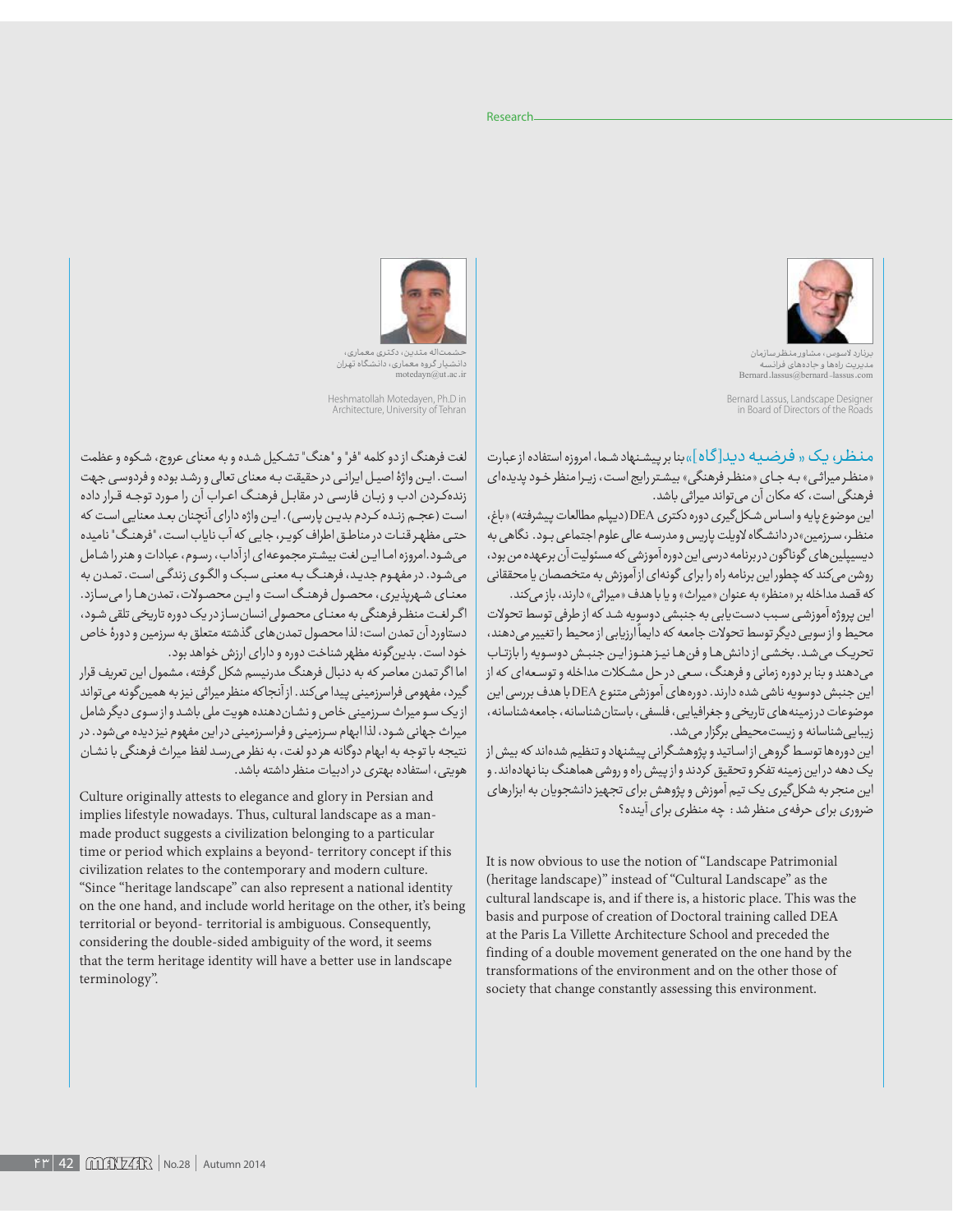برنارد لاسوس، مشاور منظر سازمان مدیریت راه‌ها و جاده‌های فرانسه
Bernard.lassus@bernard-lassus.com

Bernard Lassus, Landscape Designer in Board of Directors of the Roads

منظر، یک « فرضیه دید[گاه] » بنا بر پیشنهاد شما، امروزه استفاده از عبارت «منظر میراثی» به جای «منظر فرهنگی» بیشتر رایج است، زیرا منظر خود پدیده‌ای فرهنگی است، که مکان آن می‌تواند میراثی باشد.

این موضوع پایه و اساس شکل‌گیری دوره دکتری DEA (دیپلم مطالعات پیشرفته) «باغ، منظر، سرزمین» در دانشگاه لاویلت پاریس و مدرسه عالی علوم اجتماعی بود. نگاهی به دیسیپلین‌های گوناگون در برنامه درسی این دوره آموزشی که مسئولیت آن برعهده من بود، روشن می‌کند که چطور این برنامه راه را برای گونه‌ای از آموزش به متخصصان یا محققانی که قصد مداخله بر «منظر» به عنوان «میراث» و یا با هدف «میراثی» دارند، باز می‌کند.

این پروژه آموزشی سبب دست‌یابی به جنبشی دوسویه شد که از طرفی توسط تحولات محیط و از سویی دیگر توسط تحولات جامعه که دایماً ارزیابی از محیط را تغییر می‌دهند، تحریک می‌شد. بخشی از دانش‌ها و فن‌ها نیز هنوز این جنبش دوسویه را بازتاب می‌دهند و بنا بر دوره زمانی و فرهنگ، سعی در حل مشکلات مداخله و توسعه‌ای که از این جنبش دوسویه ناشی شده دارند. دوره‌های آموزشی متنوع DEA با هدف بررسی این موضوعات در زمینه‌های تاریخی و جغرافیایی، فلسفی، باستان‌شناسانه، جامعه‌شناسانه، زیبایی‌شناسانه و زیست‌محیطی برگزار می‌شد.

این دوره‌ها توسط گروهی از اساتید و پژوهشگرانی پیشنهاد و تنظیم شده‌اند که بیش از یک دهه در این زمینه تفکر و تحقیق کردند و از پیش راه و روشی هماهنگ بنا نهاده‌اند. و این منجر به شکل‌گیری یک تیم آموزش و پژوهش برای تجهیز دانشجویان به ابزارهای ضروری برای حرفه‌ی منظر شد: چه منظری برای آینده؟

It is now obvious to use the notion of "Landscape Patrimonial (heritage landscape)" instead of "Cultural Landscape" as the cultural landscape is, and if there is, a historic place. This was the basis and purpose of creation of Doctoral training called DEA at the Paris La Villette Architecture School and preceded the finding of a double movement generated on the one hand by the transformations of the environment and on the other those of society that change constantly assessing this environment.

حشمت‌اله متدین، دکتری معماری، دانشیار گروه معماری، دانشگاه تهران
motedayn@ut.ac.ir

Heshmatollah Motedayen, Ph.D in Architecture, University of Tehran

لغت فرهنگ از دو کلمه "فر" و "هنگ" تشکیل شده و به معنای عروج، شکوه و عظمت است. این واژهٔ اصیل ایرانی در حقیقت به معنای تعالی و رشد بوده و فردوسی جهت زنده‌کردن ادب و زبان فارسی در مقابل فرهنگ اعراب آن را مورد توجه قرار داده است (عجم زنده کردم بدین پارسی). این واژه دارای آنچنان بعد معنایی است که حتی مظهر قنات در مناطق اطراف کویر، جایی که آب نایاب است، "فرهنگ" نامیده می‌شود. امروزه اما این لغت بیشتر مجموعه‌ای از آداب، رسوم، عبادات و هنر را شامل می‌شود. در مفهوم جدید، فرهنگ به معنی سبک و الگوی زندگی است. تمدن به معنای شهرپذیری، محصول فرهنگ است و این محصولات، تمدن‌ها را می‌سازد.

اگر لغت منظر فرهنگی به معنای محصولی انسان‌ساز در یک دوره تاریخی تلقی شود، دستاورد آن تمدن است؛ لذا محصول تمدن‌های گذشته متعلق به سرزمین و دورهٔ خاص خود است. بدین‌گونه مظهر شناخت دوره و دارای ارزش خواهد بود.

اما اگر تمدن معاصر که به دنبال فرهنگ مدرنیسم شکل گرفته، مشمول این تعریف قرار گیرد، مفهومی فراسرزمینی پیدا می‌کند. از آنجاکه منظر میراثی نیز به همین‌گونه می‌تواند از یک سو میراث سرزمینی خاص و نشان‌دهنده هویت ملی باشد و از سوی دیگر شامل میراث جهانی شود، لذا ابهام سرزمینی و فراسرزمینی در این مفهوم نیز دیده می‌شود. در نتیجه با توجه به ابهام دوگانه هر دو لغت، به نظر می‌رسد لفظ میراث فرهنگی با نشان هویتی، استفاده بهتری در ادبیات منظر داشته باشد.

Culture originally attests to elegance and glory in Persian and implies lifestyle nowadays. Thus, cultural landscape as a man-made product suggests a civilization belonging to a particular time or period which explains a beyond- territory concept if this civilization relates to the contemporary and modern culture. "Since "heritage landscape" can also represent a national identity on the one hand, and include world heritage on the other, it's being territorial or beyond- territorial is ambiguous. Consequently, considering the double-sided ambiguity of the word, it seems that the term heritage identity will have a better use in landscape terminology".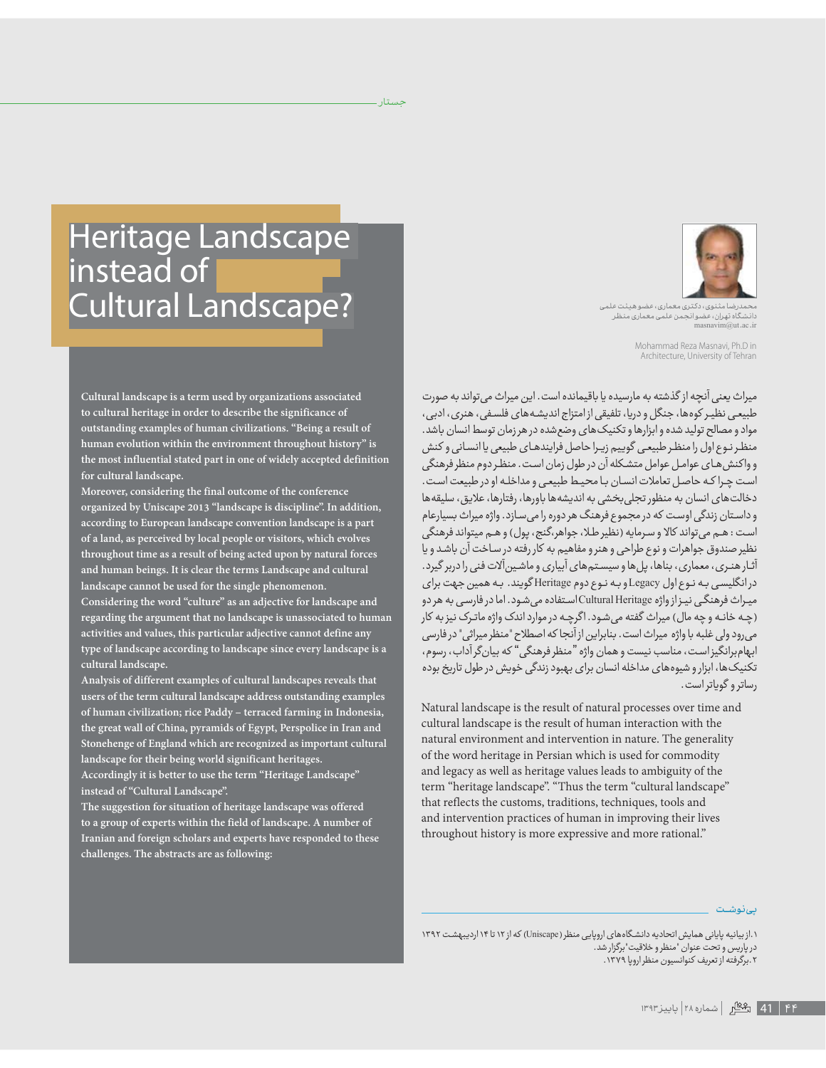# Heritage Landscape instead of Cultural Landscape?

محمدرضا مثنوی، دکتری معماری، عضو هیئت علمی دانشگاه تهران، عضو انجمن علمی معماری منظر
masnavim@ut.ac.ir

Mohammad Reza Masnavi, Ph.D in Architecture, University of Tehran

**Cultural landscape is a term used by organizations associated to cultural heritage in order to describe the significance of outstanding examples of human civilizations. "Being a result of human evolution within the environment throughout history" is the most influential stated part in one of widely accepted definition for cultural landscape.**

**Moreover, considering the final outcome of the conference organized by Uniscape 2013 "landscape is discipline". In addition, according to European landscape convention landscape is a part of a land, as perceived by local people or visitors, which evolves throughout time as a result of being acted upon by natural forces and human beings. It is clear the terms Landscape and cultural landscape cannot be used for the single phenomenon.**

**Considering the word "culture" as an adjective for landscape and regarding the argument that no landscape is unassociated to human activities and values, this particular adjective cannot define any type of landscape according to landscape since every landscape is a cultural landscape.**

**Analysis of different examples of cultural landscapes reveals that users of the term cultural landscape address outstanding examples of human civilization; rice Paddy – terraced farming in Indonesia, the great wall of China, pyramids of Egypt, Perspolice in Iran and Stonehenge of England which are recognized as important cultural landscape for their being world significant heritages.**

**Accordingly it is better to use the term "Heritage Landscape" instead of "Cultural Landscape".**

**The suggestion for situation of heritage landscape was offered to a group of experts within the field of landscape. A number of Iranian and foreign scholars and experts have responded to these challenges. The abstracts are as following:**

میراث یعنی آنچه از گذشته به ما رسیده یا باقیمانده است. این میراث می‌تواند به صورت طبیعی نظیر کوه‌ها، جنگل و دریا، تلفیقی از امتزاج اندیشه‌های فلسفی، هنری، ادبی، مواد و مصالح تولید شده و ابزارها و تکنیک‌های وضع‌شده در هر زمان توسط انسان باشد. منظر نوع اول را منظر طبیعی گوییم زیرا حاصل فرایندهای طبیعی یا انسانی و کنش و واکنش‌های عوامل عوامل متشکله آن در طول زمان است. منظر دوم منظر فرهنگی است چرا که حاصل تعاملات انسان با محیط طبیعی و مداخله او در طبیعت است. دخالت‌های انسان به منظور تجلی‌بخشی به اندیشه‌ها باورها، رفتارها، علایق، سلیقه‌ها و داستان زندگی اوست که در مجموع فرهنگ هر دوره را می‌سازد. واژه میراث بسیارعام است : هم می‌تواند کالا و سرمایه (نظیر طلا، جواهر،گنج، پول) و هم میتواند فرهنگی نظیر صندوق جواهرات و نوع طراحی و هنر و مفاهیم به کار رفته در ساخت آن باشد و یا آثار هنری، معماری، بناها، پل‌ها و سیستم‌های آبیاری و ماشین‌آلات فنی را دربر گیرد. در انگلیسی به نوع اول Legacy و به نوع دوم Heritage گویند. به همین جهت برای میراث فرهنگی نیز از واژه Cultural Heritage استفاده می‌شود. اما در فارسی به هر دو (چه خانه و چه مال) میراث گفته می‌شود. اگرچه در موارد اندک واژه ماترک نیز به کار می‌رود ولی غلبه با واژه میراث است. بنابراین از آنجا که اصطلاح "منظر میراثی" در فارسی ابهام‌برانگیز است، مناسب نیست و همان واژه "منظر فرهنگی" که بیان‌گر آداب، رسوم، تکنیک‌ها، ابزار و شیوه‌های مداخله انسان برای بهبود زندگی خویش در طول تاریخ بوده رساتر و گویاتر است.

Natural landscape is the result of natural processes over time and cultural landscape is the result of human interaction with the natural environment and intervention in nature. The generality of the word heritage in Persian which is used for commodity and legacy as well as heritage values leads to ambiguity of the term "heritage landscape". "Thus the term "cultural landscape" that reflects the customs, traditions, techniques, tools and and intervention practices of human in improving their lives throughout history is more expressive and more rational."

پی‌نوشت

۱. از بیانیه پایانی همایش اتحادیه دانشگاه‌های اروپایی منظر (Uniscape) که از ۱۲ تا ۱۴ اردیبهشت ۱۳۹۲ در پاریس و تحت عنوان "منظر و خلاقیت" برگزار شد.
۲. برگرفته از تعریف کنوانسیون منظر اروپا ۱۳۷۹.